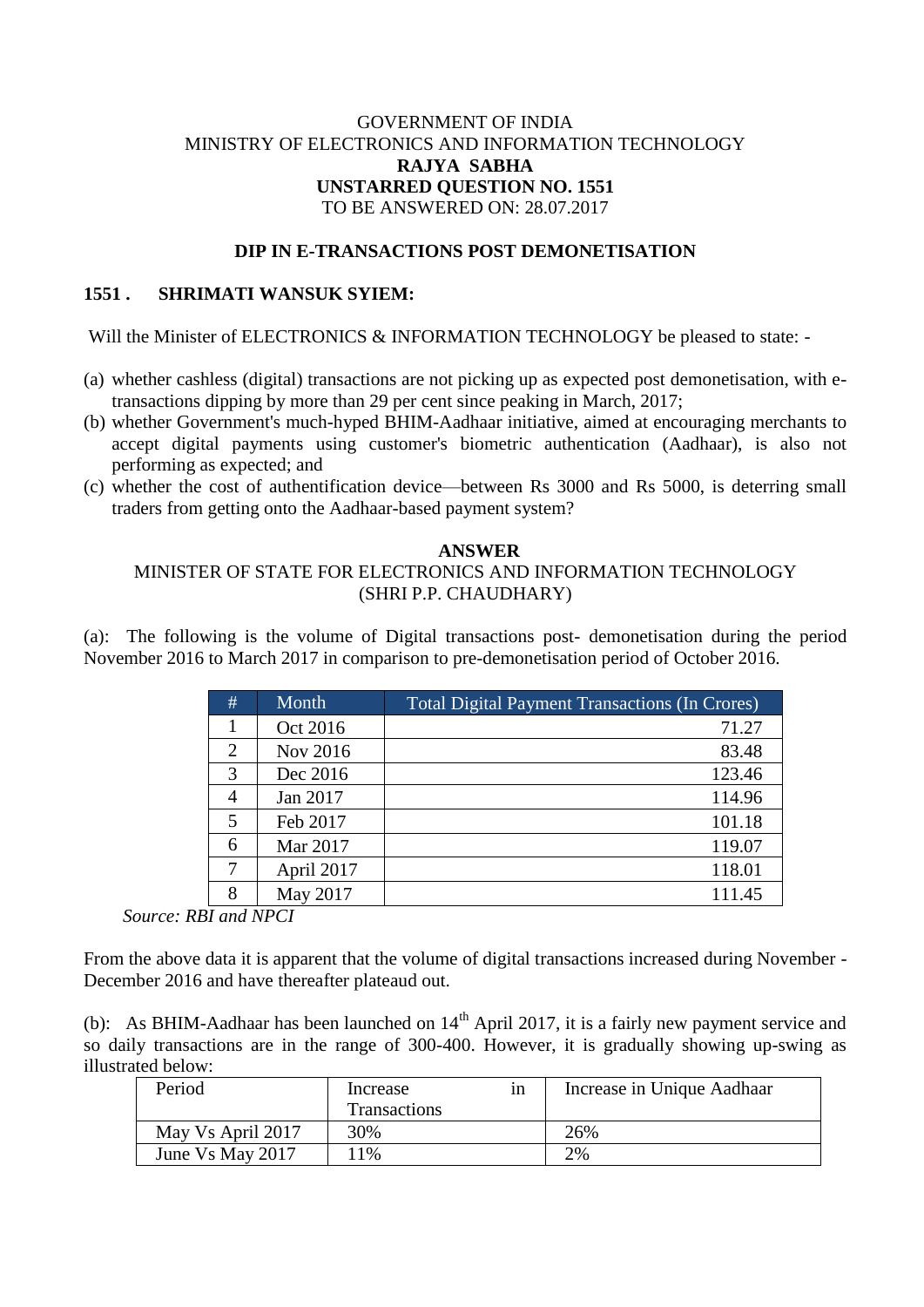GOVERNMENT OF INDIA
MINISTRY OF ELECTRONICS AND INFORMATION TECHNOLOGY
**RAJYA SABHA**
**UNSTARRED QUESTION NO. 1551**
TO BE ANSWERED ON: 28.07.2017

**DIP IN E-TRANSACTIONS POST DEMONETISATION**

**1551 . SHRIMATI WANSUK SYIEM:**

Will the Minister of ELECTRONICS & INFORMATION TECHNOLOGY be pleased to state: -

(a) whether cashless (digital) transactions are not picking up as expected post demonetisation, with e-transactions dipping by more than 29 per cent since peaking in March, 2017;
(b) whether Government's much-hyped BHIM-Aadhaar initiative, aimed at encouraging merchants to accept digital payments using customer's biometric authentication (Aadhaar), is also not performing as expected; and
(c) whether the cost of authentification device—between Rs 3000 and Rs 5000, is deterring small traders from getting onto the Aadhaar-based payment system?

**ANSWER**
MINISTER OF STATE FOR ELECTRONICS AND INFORMATION TECHNOLOGY
(SHRI P.P. CHAUDHARY)

(a): The following is the volume of Digital transactions post- demonetisation during the period November 2016 to March 2017 in comparison to pre-demonetisation period of October 2016.

| # | Month | Total Digital Payment Transactions (In Crores) |
|---|---|---|
| 1 | Oct 2016 | 71.27 |
| 2 | Nov 2016 | 83.48 |
| 3 | Dec 2016 | 123.46 |
| 4 | Jan 2017 | 114.96 |
| 5 | Feb 2017 | 101.18 |
| 6 | Mar 2017 | 119.07 |
| 7 | April 2017 | 118.01 |
| 8 | May 2017 | 111.45 |

*Source: RBI and NPCI*

From the above data it is apparent that the volume of digital transactions increased during November - December 2016 and have thereafter plateaud out.

(b): As BHIM-Aadhaar has been launched on 14th April 2017, it is a fairly new payment service and so daily transactions are in the range of 300-400. However, it is gradually showing up-swing as illustrated below:

| Period | Increase in Transactions | Increase in Unique Aadhaar |
|---|---|---|
| May Vs April 2017 | 30% | 26% |
| June Vs May 2017 | 11% | 2% |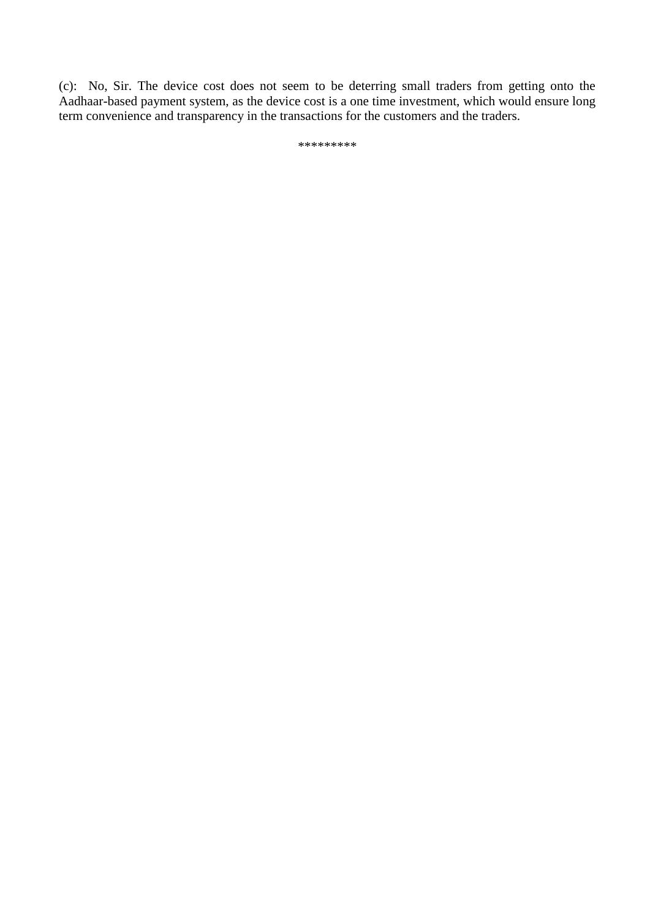(c): No, Sir. The device cost does not seem to be deterring small traders from getting onto the Aadhaar-based payment system, as the device cost is a one time investment, which would ensure long term convenience and transparency in the transactions for the customers and the traders.

*********